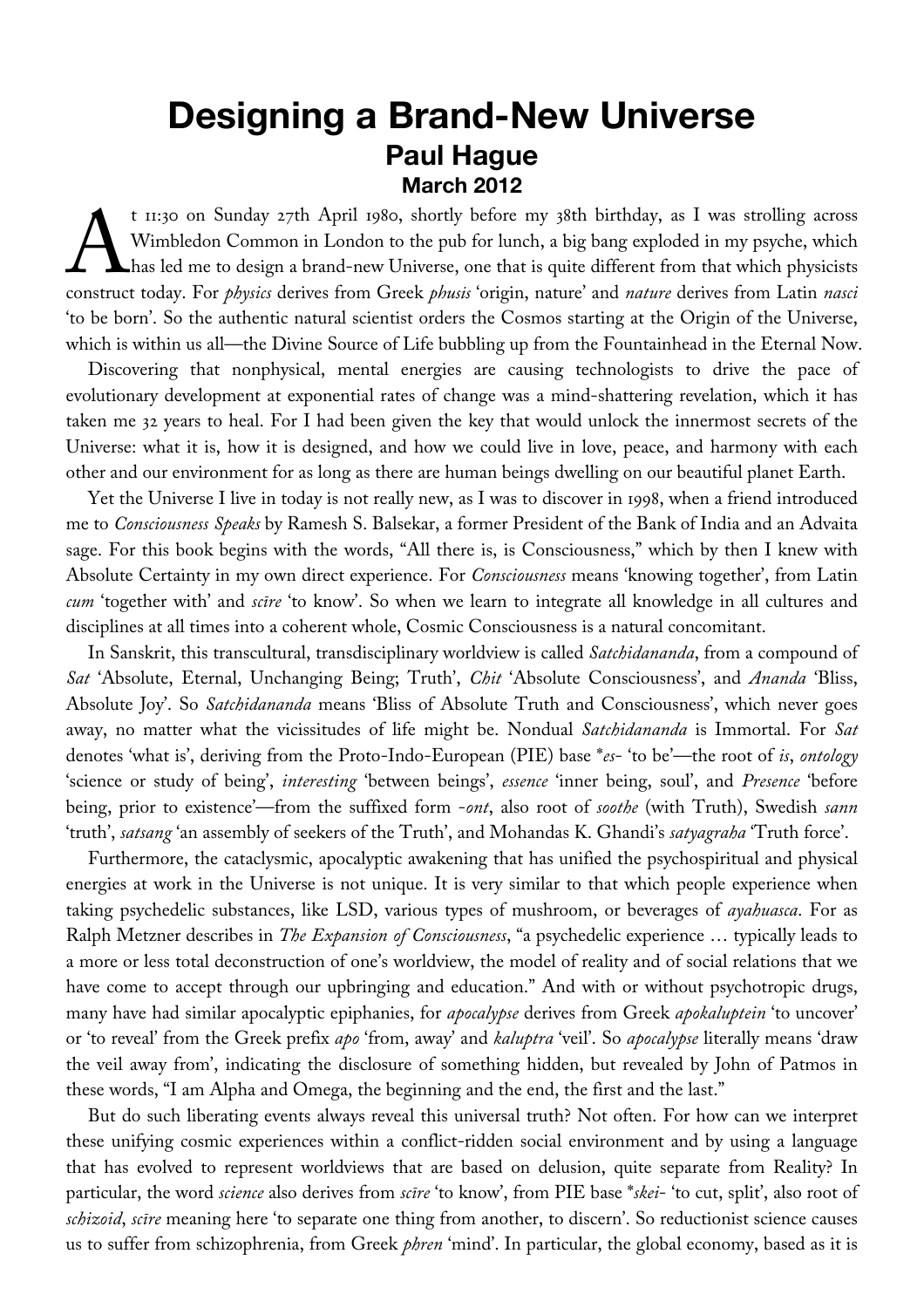# Designing a Brand-New Universe

## Paul Hague

### March 2012

At 11:30 on Sunday 27th April 1980, shortly before my 38th birthday, as I was strolling across Wimbledon Common in London to the pub for lunch, a big bang exploded in my psyche, which has led me to design a brand-new Universe, one that is quite different from that which physicists construct today. For *physics* derives from Greek *phusis* 'origin, nature' and *nature* derives from Latin *nasci* 'to be born'. So the authentic natural scientist orders the Cosmos starting at the Origin of the Universe, which is within us all—the Divine Source of Life bubbling up from the Fountainhead in the Eternal Now.

Discovering that nonphysical, mental energies are causing technologists to drive the pace of evolutionary development at exponential rates of change was a mind-shattering revelation, which it has taken me 32 years to heal. For I had been given the key that would unlock the innermost secrets of the Universe: what it is, how it is designed, and how we could live in love, peace, and harmony with each other and our environment for as long as there are human beings dwelling on our beautiful planet Earth.

Yet the Universe I live in today is not really new, as I was to discover in 1998, when a friend introduced me to *Consciousness Speaks* by Ramesh S. Balsekar, a former President of the Bank of India and an Advaita sage. For this book begins with the words, "All there is, is Consciousness," which by then I knew with Absolute Certainty in my own direct experience. For *Consciousness* means 'knowing together', from Latin *cum* 'together with' and *scīre* 'to know'. So when we learn to integrate all knowledge in all cultures and disciplines at all times into a coherent whole, Cosmic Consciousness is a natural concomitant.

In Sanskrit, this transcultural, transdisciplinary worldview is called *Satchidananda*, from a compound of *Sat* 'Absolute, Eternal, Unchanging Being; Truth', *Chit* 'Absolute Consciousness', and *Ananda* 'Bliss, Absolute Joy'. So *Satchidananda* means 'Bliss of Absolute Truth and Consciousness', which never goes away, no matter what the vicissitudes of life might be. Nondual *Satchidananda* is Immortal. For *Sat* denotes 'what is', deriving from the Proto-Indo-European (PIE) base *\*es-* 'to be'—the root of *is*, *ontology* 'science or study of being', *interesting* 'between beings', *essence* 'inner being, soul', and *Presence* 'before being, prior to existence'—from the suffixed form *-ont*, also root of *soothe* (with Truth), Swedish *sann* 'truth', *satsang* 'an assembly of seekers of the Truth', and Mohandas K. Ghandi's *satyagraha* 'Truth force'.

Furthermore, the cataclysmic, apocalyptic awakening that has unified the psychospiritual and physical energies at work in the Universe is not unique. It is very similar to that which people experience when taking psychedelic substances, like LSD, various types of mushroom, or beverages of *ayahuasca*. For as Ralph Metzner describes in *The Expansion of Consciousness*, "a psychedelic experience … typically leads to a more or less total deconstruction of one's worldview, the model of reality and of social relations that we have come to accept through our upbringing and education." And with or without psychotropic drugs, many have had similar apocalyptic epiphanies, for *apocalypse* derives from Greek *apokaluptein* 'to uncover' or 'to reveal' from the Greek prefix *apo* 'from, away' and *kaluptra* 'veil'. So *apocalypse* literally means 'draw the veil away from', indicating the disclosure of something hidden, but revealed by John of Patmos in these words, "I am Alpha and Omega, the beginning and the end, the first and the last."

But do such liberating events always reveal this universal truth? Not often. For how can we interpret these unifying cosmic experiences within a conflict-ridden social environment and by using a language that has evolved to represent worldviews that are based on delusion, quite separate from Reality? In particular, the word *science* also derives from *scire* 'to know', from PIE base *\*skei-* 'to cut, split', also root of *schizoid*, *scire* meaning here 'to separate one thing from another, to discern'. So reductionist science causes us to suffer from schizophrenia, from Greek *phren* 'mind'. In particular, the global economy, based as it is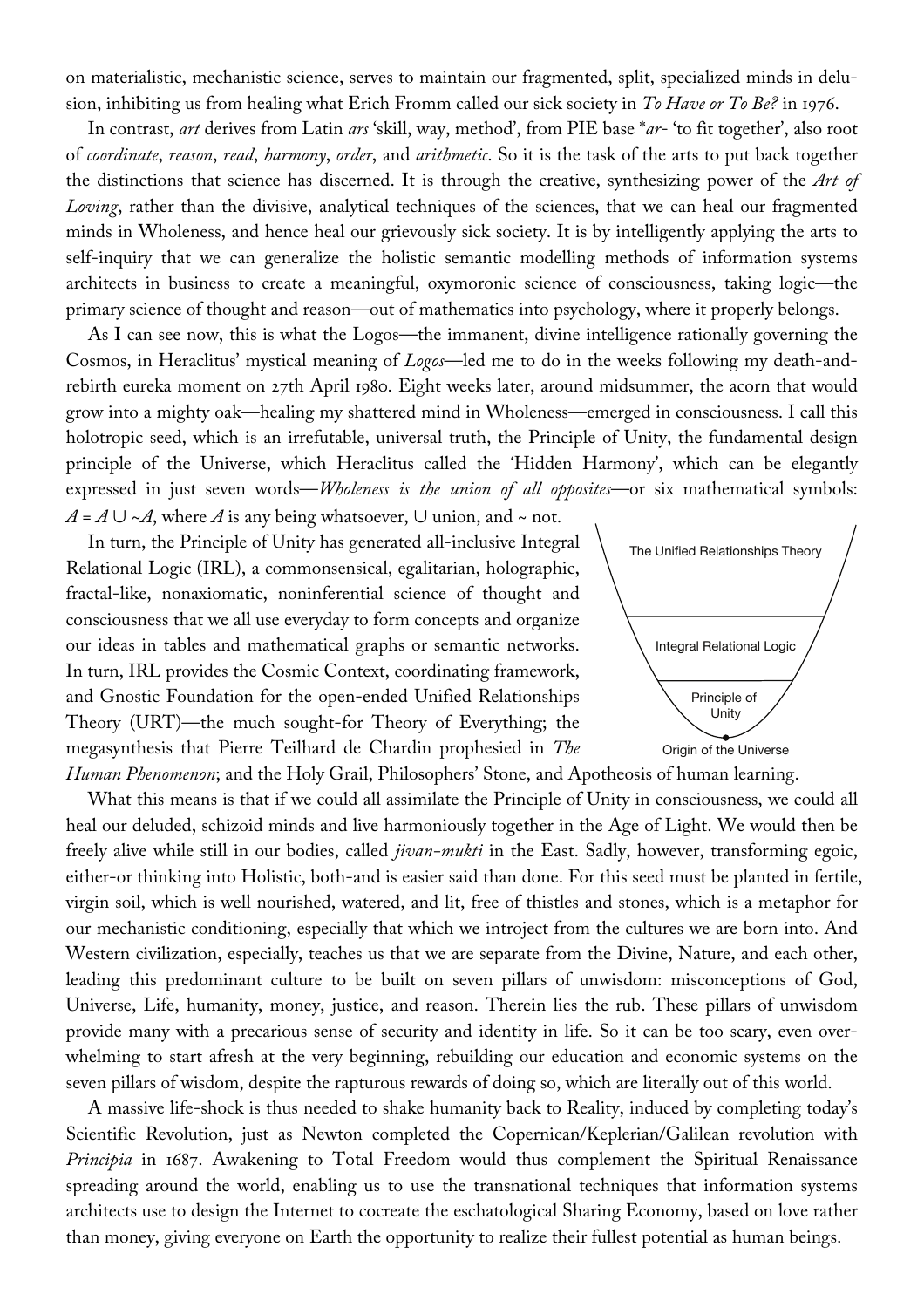on materialistic, mechanistic science, serves to maintain our fragmented, split, specialized minds in delusion, inhibiting us from healing what Erich Fromm called our sick society in *To Have or To Be?* in 1976.

In contrast, *art* derives from Latin *ars* 'skill, way, method', from PIE base *\*ar-* 'to fit together', also root of *coordinate*, *reason*, *read*, *harmony*, *order*, and *arithmetic*. So it is the task of the arts to put back together the distinctions that science has discerned. It is through the creative, synthesizing power of the *Art of Loving*, rather than the divisive, analytical techniques of the sciences, that we can heal our fragmented minds in Wholeness, and hence heal our grievously sick society. It is by intelligently applying the arts to self-inquiry that we can generalize the holistic semantic modelling methods of information systems architects in business to create a meaningful, oxymoronic science of consciousness, taking logic—the primary science of thought and reason—out of mathematics into psychology, where it properly belongs.

As I can see now, this is what the Logos—the immanent, divine intelligence rationally governing the Cosmos, in Heraclitus' mystical meaning of *Logos*—led me to do in the weeks following my death-and-rebirth eureka moment on 27th April 1980. Eight weeks later, around midsummer, the acorn that would grow into a mighty oak—healing my shattered mind in Wholeness—emerged in consciousness. I call this holotropic seed, which is an irrefutable, universal truth, the Principle of Unity, the fundamental design principle of the Universe, which Heraclitus called the 'Hidden Harmony', which can be elegantly expressed in just seven words—*Wholeness is the union of all opposites*—or six mathematical symbols: $A = A \cup \sim A$, where $A$ is any being whatsoever, $\cup$ union, and ~ not.

In turn, the Principle of Unity has generated all-inclusive Integral Relational Logic (IRL), a commonsensical, egalitarian, holographic, fractal-like, nonaxiomatic, noninferential science of thought and consciousness that we all use everyday to form concepts and organize our ideas in tables and mathematical graphs or semantic networks. In turn, IRL provides the Cosmic Context, coordinating framework, and Gnostic Foundation for the open-ended Unified Relationships Theory (URT)—the much sought-for Theory of Everything; the megasynthesis that Pierre Teilhard de Chardin prophesied in *The Human Phenomenon*; and the Holy Grail, Philosophers' Stone, and Apotheosis of human learning.

The Unified Relationships Theory

Integral Relational Logic

Principle of Unity

Origin of the Universe

What this means is that if we could all assimilate the Principle of Unity in consciousness, we could all heal our deluded, schizoid minds and live harmoniously together in the Age of Light. We would then be freely alive while still in our bodies, called *jivan-mukti* in the East. Sadly, however, transforming egoic, either-or thinking into Holistic, both-and is easier said than done. For this seed must be planted in fertile, virgin soil, which is well nourished, watered, and lit, free of thistles and stones, which is a metaphor for our mechanistic conditioning, especially that which we introject from the cultures we are born into. And Western civilization, especially, teaches us that we are separate from the Divine, Nature, and each other, leading this predominant culture to be built on seven pillars of unwisdom: misconceptions of God, Universe, Life, humanity, money, justice, and reason. Therein lies the rub. These pillars of unwisdom provide many with a precarious sense of security and identity in life. So it can be too scary, even overwhelming to start afresh at the very beginning, rebuilding our education and economic systems on the seven pillars of wisdom, despite the rapturous rewards of doing so, which are literally out of this world.

A massive life-shock is thus needed to shake humanity back to Reality, induced by completing today's Scientific Revolution, just as Newton completed the Copernican/Keplerian/Galilean revolution with *Principia* in 1687. Awakening to Total Freedom would thus complement the Spiritual Renaissance spreading around the world, enabling us to use the transnational techniques that information systems architects use to design the Internet to cocreate the eschatological Sharing Economy, based on love rather than money, giving everyone on Earth the opportunity to realize their fullest potential as human beings.